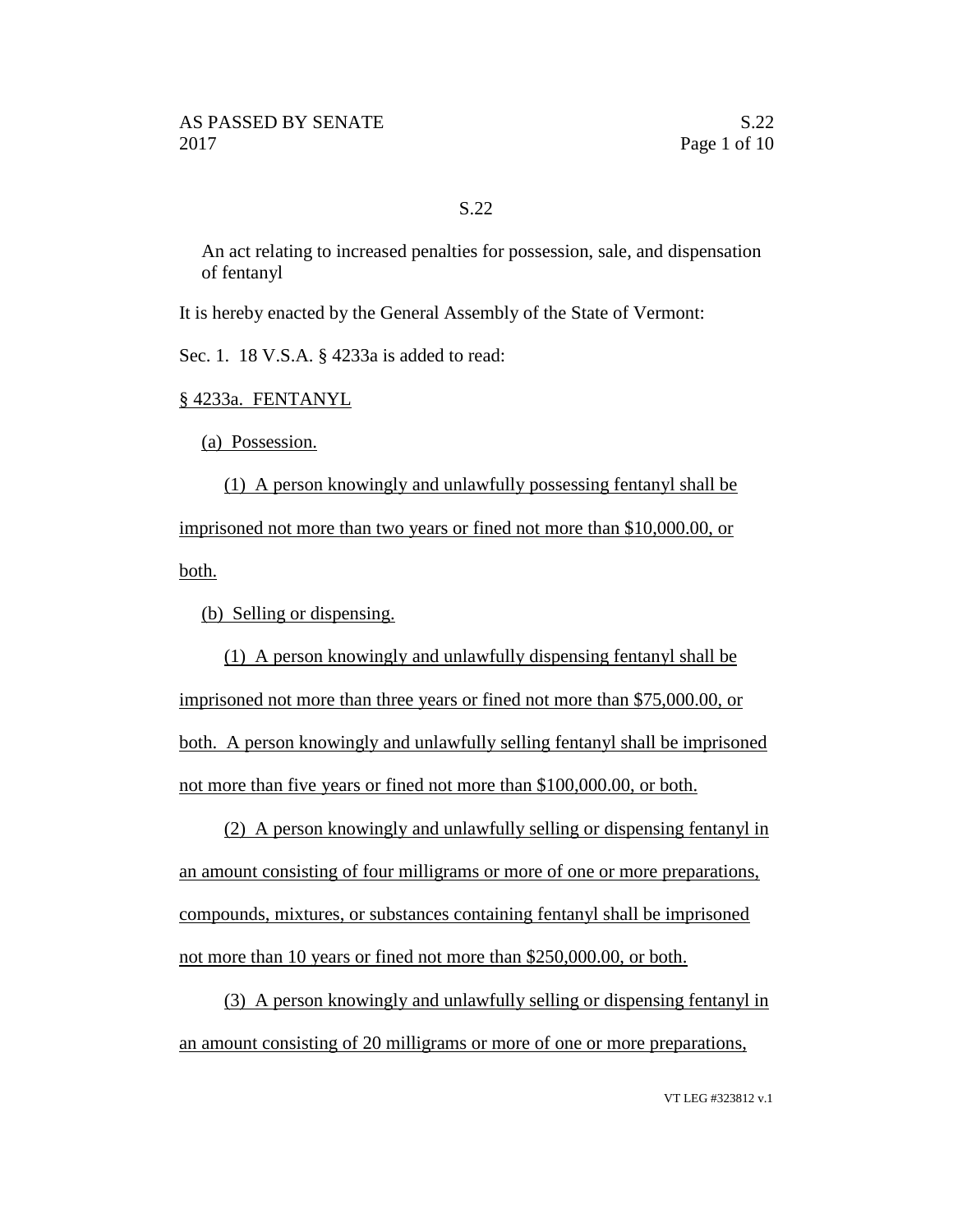S.22

An act relating to increased penalties for possession, sale, and dispensation of fentanyl

It is hereby enacted by the General Assembly of the State of Vermont:

Sec. 1. 18 V.S.A. § 4233a is added to read:

§ 4233a. FENTANYL

(a) Possession.

(1) A person knowingly and unlawfully possessing fentanyl shall be imprisoned not more than two years or fined not more than $10,000.00, or both.

(b) Selling or dispensing.

(1) A person knowingly and unlawfully dispensing fentanyl shall be imprisoned not more than three years or fined not more than $75,000.00, or both. A person knowingly and unlawfully selling fentanyl shall be imprisoned not more than five years or fined not more than $100,000.00, or both.

(2) A person knowingly and unlawfully selling or dispensing fentanyl in an amount consisting of four milligrams or more of one or more preparations, compounds, mixtures, or substances containing fentanyl shall be imprisoned not more than 10 years or fined not more than $250,000.00, or both.

(3) A person knowingly and unlawfully selling or dispensing fentanyl in an amount consisting of 20 milligrams or more of one or more preparations,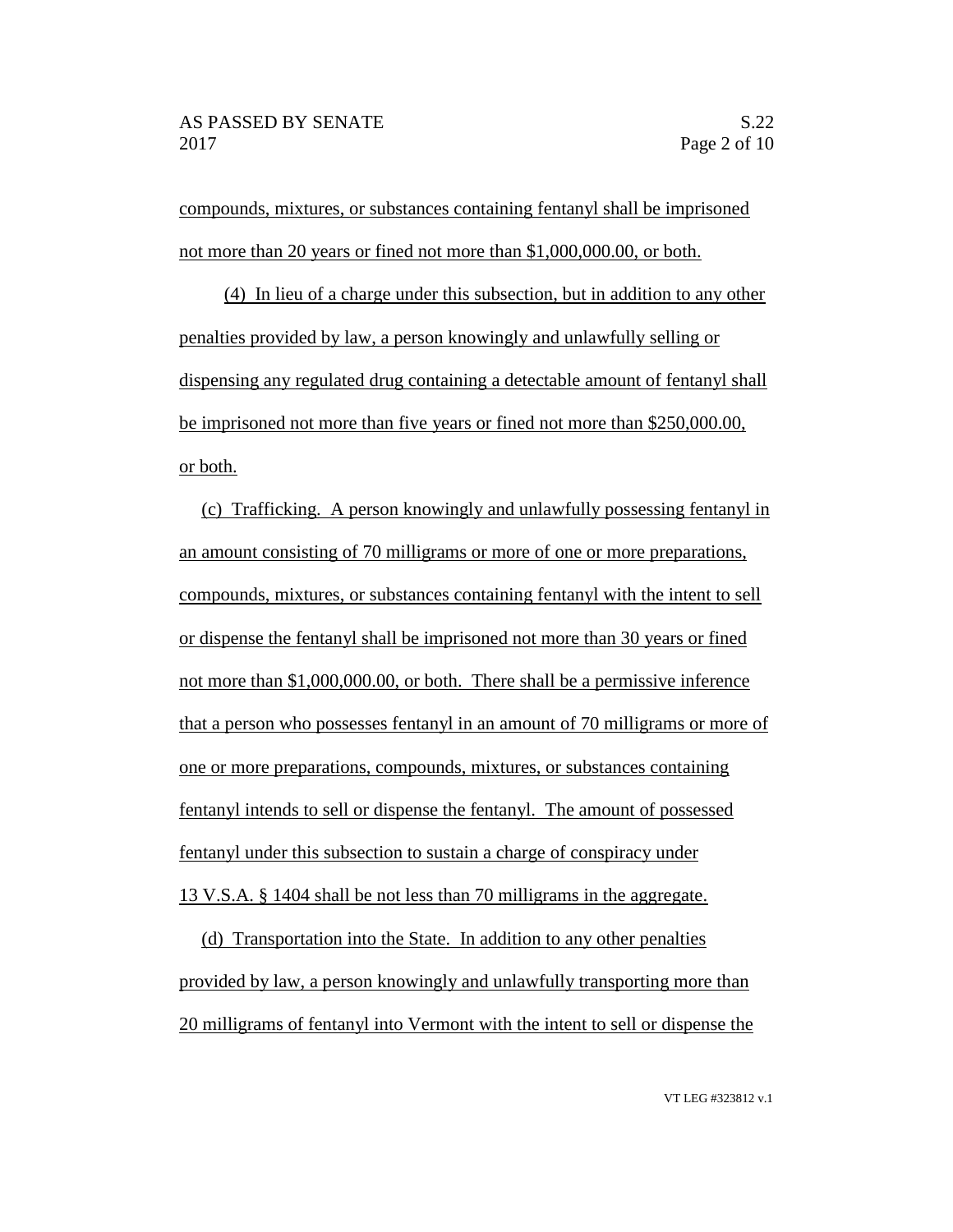compounds, mixtures, or substances containing fentanyl shall be imprisoned not more than 20 years or fined not more than $1,000,000.00, or both.

(4) In lieu of a charge under this subsection, but in addition to any other penalties provided by law, a person knowingly and unlawfully selling or dispensing any regulated drug containing a detectable amount of fentanyl shall be imprisoned not more than five years or fined not more than $250,000.00, or both.

(c) Trafficking. A person knowingly and unlawfully possessing fentanyl in an amount consisting of 70 milligrams or more of one or more preparations, compounds, mixtures, or substances containing fentanyl with the intent to sell or dispense the fentanyl shall be imprisoned not more than 30 years or fined not more than $1,000,000.00, or both. There shall be a permissive inference that a person who possesses fentanyl in an amount of 70 milligrams or more of one or more preparations, compounds, mixtures, or substances containing fentanyl intends to sell or dispense the fentanyl. The amount of possessed fentanyl under this subsection to sustain a charge of conspiracy under 13 V.S.A. § 1404 shall be not less than 70 milligrams in the aggregate.

(d) Transportation into the State. In addition to any other penalties provided by law, a person knowingly and unlawfully transporting more than 20 milligrams of fentanyl into Vermont with the intent to sell or dispense the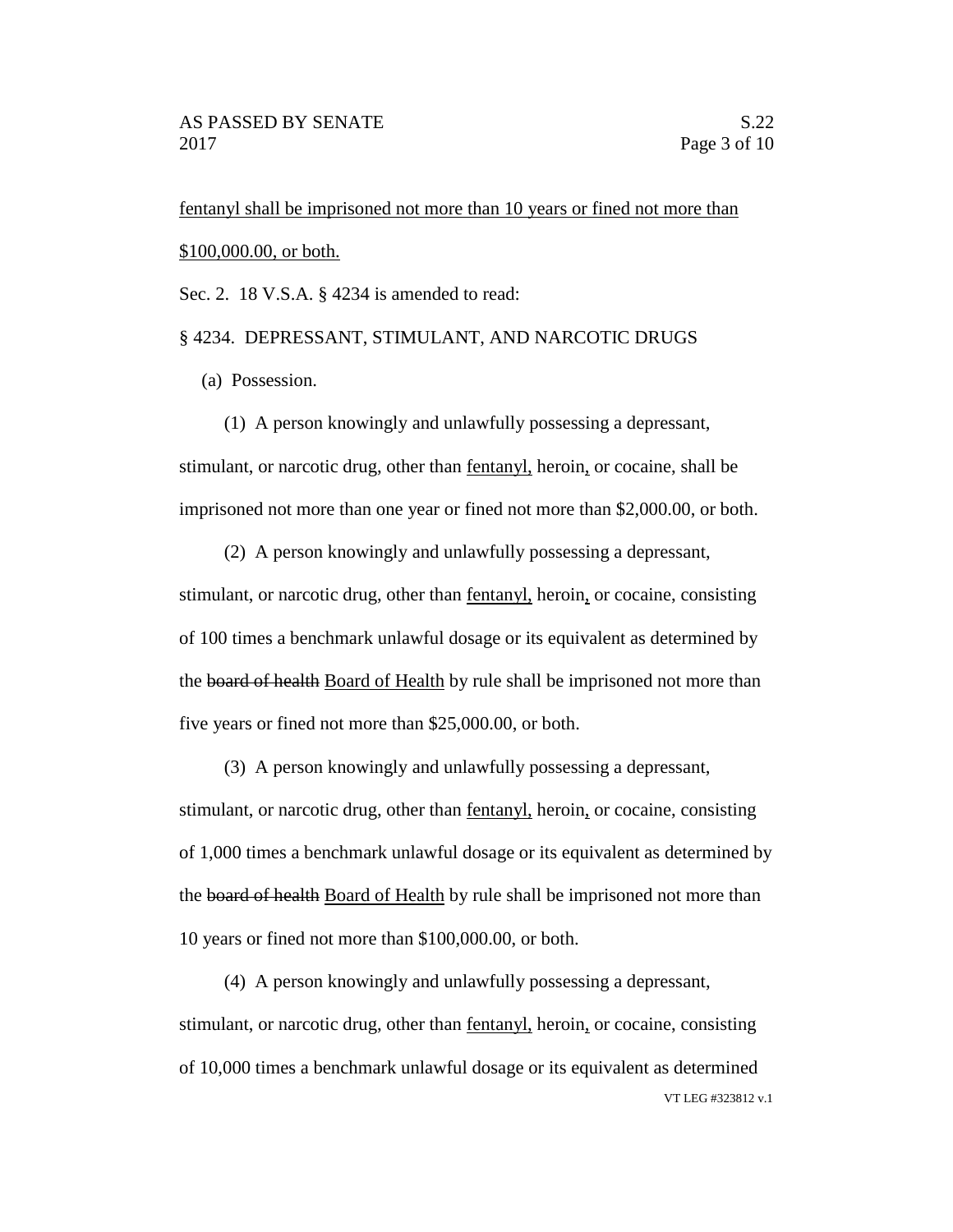fentanyl shall be imprisoned not more than 10 years or fined not more than $100,000.00, or both.

Sec. 2. 18 V.S.A. § 4234 is amended to read:

§ 4234. DEPRESSANT, STIMULANT, AND NARCOTIC DRUGS

(a) Possession.

(1) A person knowingly and unlawfully possessing a depressant, stimulant, or narcotic drug, other than fentanyl, heroin, or cocaine, shall be imprisoned not more than one year or fined not more than $2,000.00, or both.

(2) A person knowingly and unlawfully possessing a depressant, stimulant, or narcotic drug, other than fentanyl, heroin, or cocaine, consisting of 100 times a benchmark unlawful dosage or its equivalent as determined by the ~~board of health~~ Board of Health by rule shall be imprisoned not more than five years or fined not more than $25,000.00, or both.

(3) A person knowingly and unlawfully possessing a depressant, stimulant, or narcotic drug, other than fentanyl, heroin, or cocaine, consisting of 1,000 times a benchmark unlawful dosage or its equivalent as determined by the ~~board of health~~ Board of Health by rule shall be imprisoned not more than 10 years or fined not more than $100,000.00, or both.

(4) A person knowingly and unlawfully possessing a depressant, stimulant, or narcotic drug, other than fentanyl, heroin, or cocaine, consisting of 10,000 times a benchmark unlawful dosage or its equivalent as determined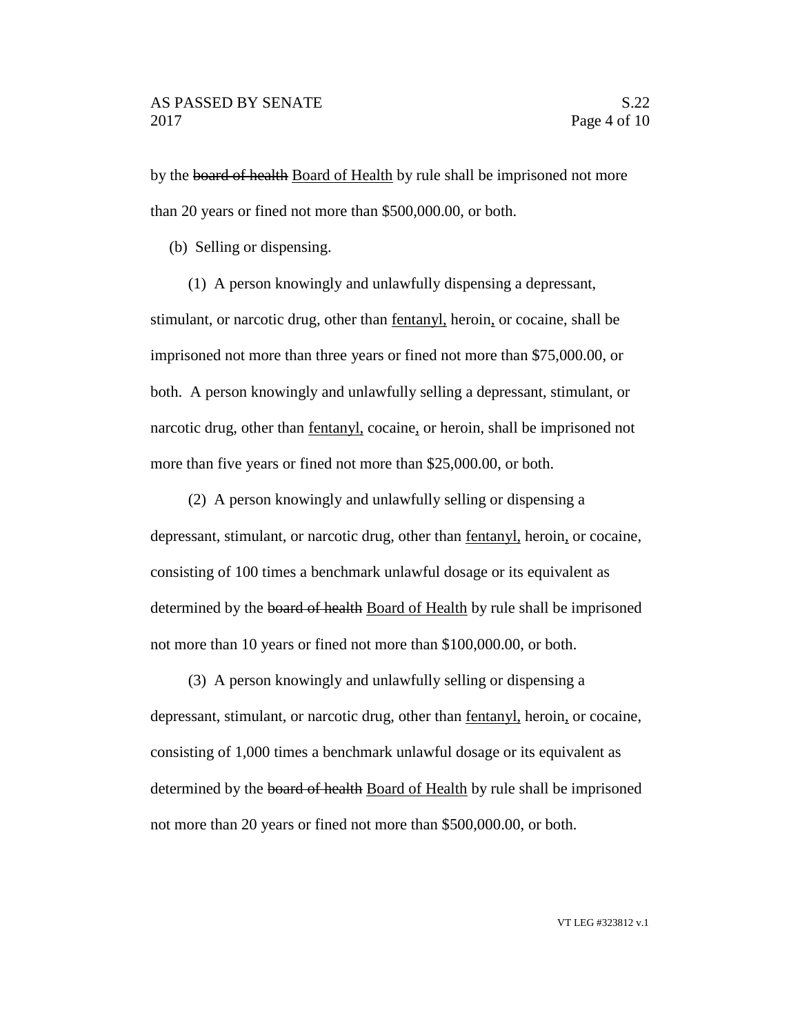by the ~~board of health~~ <u>Board of Health</u> by rule shall be imprisoned not more than 20 years or fined not more than $500,000.00, or both.

(b) Selling or dispensing.

(1) A person knowingly and unlawfully dispensing a depressant, stimulant, or narcotic drug, other than <u>fentanyl,</u> heroin<u>,</u> or cocaine, shall be imprisoned not more than three years or fined not more than $75,000.00, or both. A person knowingly and unlawfully selling a depressant, stimulant, or narcotic drug, other than <u>fentanyl,</u> cocaine<u>,</u> or heroin, shall be imprisoned not more than five years or fined not more than $25,000.00, or both.

(2) A person knowingly and unlawfully selling or dispensing a depressant, stimulant, or narcotic drug, other than <u>fentanyl,</u> heroin<u>,</u> or cocaine, consisting of 100 times a benchmark unlawful dosage or its equivalent as determined by the ~~board of health~~ <u>Board of Health</u> by rule shall be imprisoned not more than 10 years or fined not more than $100,000.00, or both.

(3) A person knowingly and unlawfully selling or dispensing a depressant, stimulant, or narcotic drug, other than <u>fentanyl,</u> heroin<u>,</u> or cocaine, consisting of 1,000 times a benchmark unlawful dosage or its equivalent as determined by the ~~board of health~~ <u>Board of Health</u> by rule shall be imprisoned not more than 20 years or fined not more than $500,000.00, or both.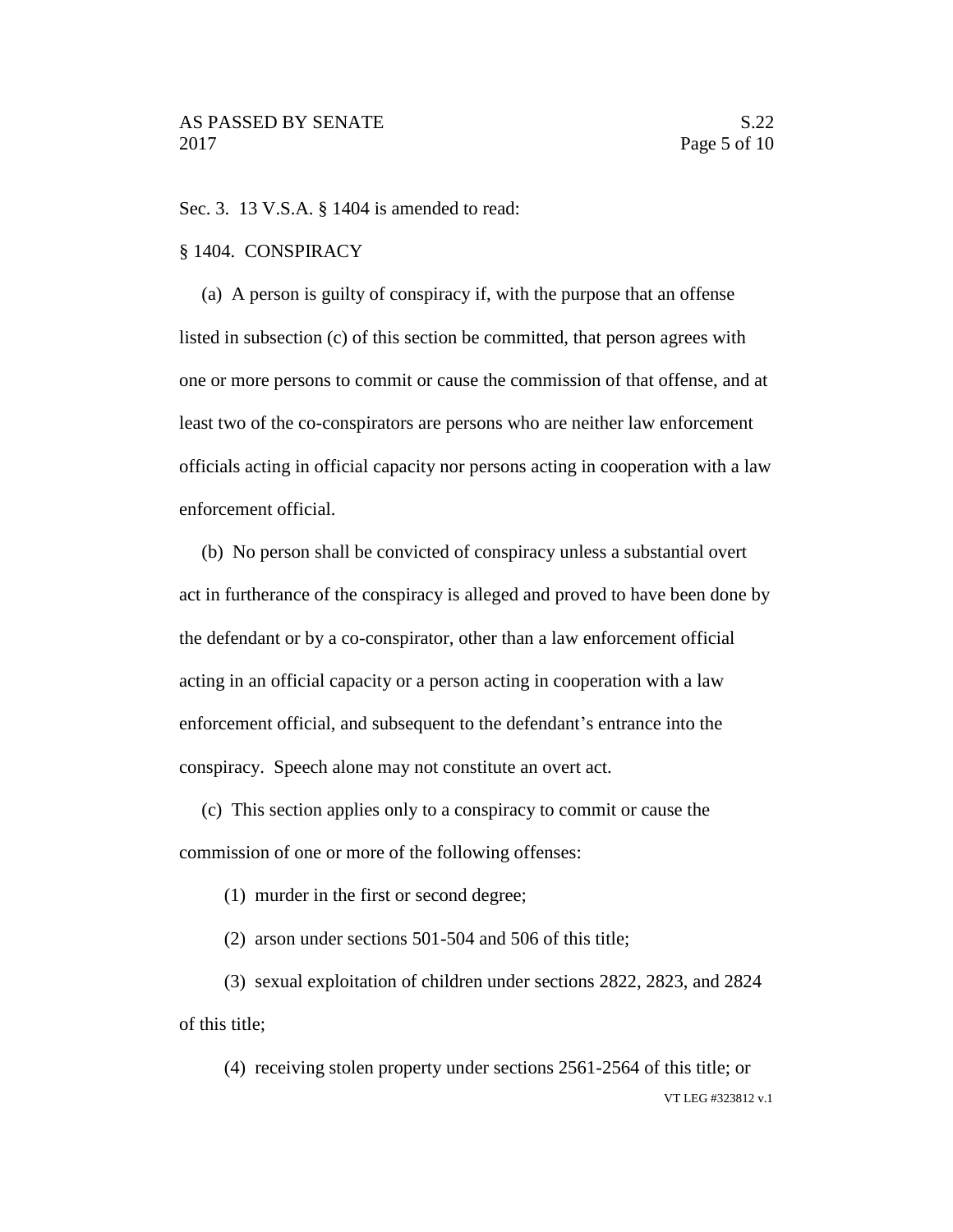Sec. 3. 13 V.S.A. § 1404 is amended to read:

§ 1404. CONSPIRACY

(a) A person is guilty of conspiracy if, with the purpose that an offense listed in subsection (c) of this section be committed, that person agrees with one or more persons to commit or cause the commission of that offense, and at least two of the co-conspirators are persons who are neither law enforcement officials acting in official capacity nor persons acting in cooperation with a law enforcement official.

(b) No person shall be convicted of conspiracy unless a substantial overt act in furtherance of the conspiracy is alleged and proved to have been done by the defendant or by a co-conspirator, other than a law enforcement official acting in an official capacity or a person acting in cooperation with a law enforcement official, and subsequent to the defendant's entrance into the conspiracy. Speech alone may not constitute an overt act.

(c) This section applies only to a conspiracy to commit or cause the commission of one or more of the following offenses:

(1) murder in the first or second degree;

(2) arson under sections 501-504 and 506 of this title;

(3) sexual exploitation of children under sections 2822, 2823, and 2824 of this title;

(4) receiving stolen property under sections 2561-2564 of this title; or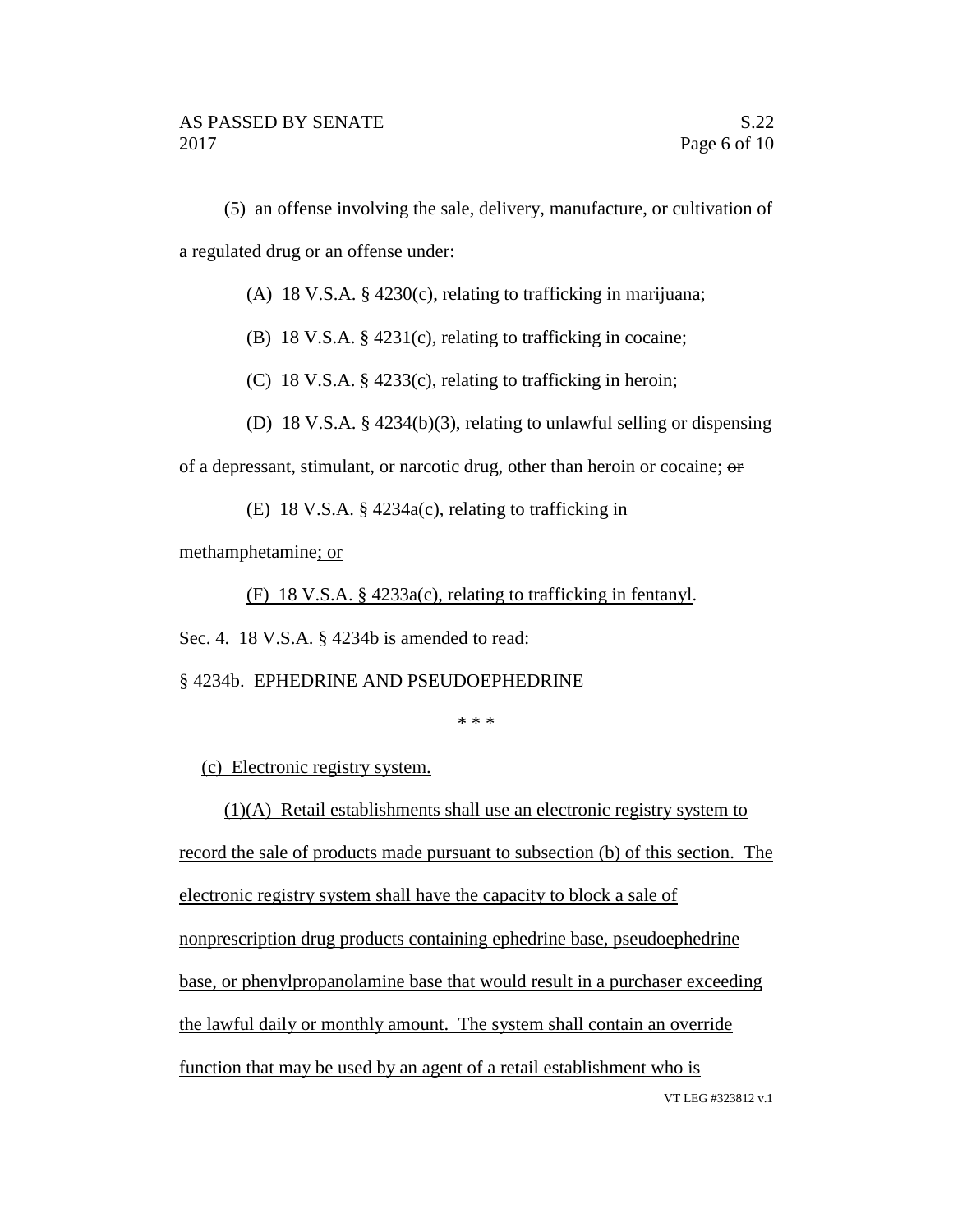(5) an offense involving the sale, delivery, manufacture, or cultivation of a regulated drug or an offense under:

(A) 18 V.S.A. § 4230(c), relating to trafficking in marijuana;

(B) 18 V.S.A. § 4231(c), relating to trafficking in cocaine;

(C) 18 V.S.A. § 4233(c), relating to trafficking in heroin;

(D) 18 V.S.A. § 4234(b)(3), relating to unlawful selling or dispensing of a depressant, stimulant, or narcotic drug, other than heroin or cocaine; ~~or~~

(E) 18 V.S.A. § 4234a(c), relating to trafficking in methamphetamine<u>; or</u>

<u>(F) 18 V.S.A. § 4233a(c), relating to trafficking in fentanyl</u>.

Sec. 4. 18 V.S.A. § 4234b is amended to read:

§ 4234b. EPHEDRINE AND PSEUDOEPHEDRINE

\* \* \*

<u>(c) Electronic registry system.</u>

<u>(1)(A) Retail establishments shall use an electronic registry system to record the sale of products made pursuant to subsection (b) of this section. The electronic registry system shall have the capacity to block a sale of nonprescription drug products containing ephedrine base, pseudoephedrine base, or phenylpropanolamine base that would result in a purchaser exceeding the lawful daily or monthly amount. The system shall contain an override function that may be used by an agent of a retail establishment who is</u>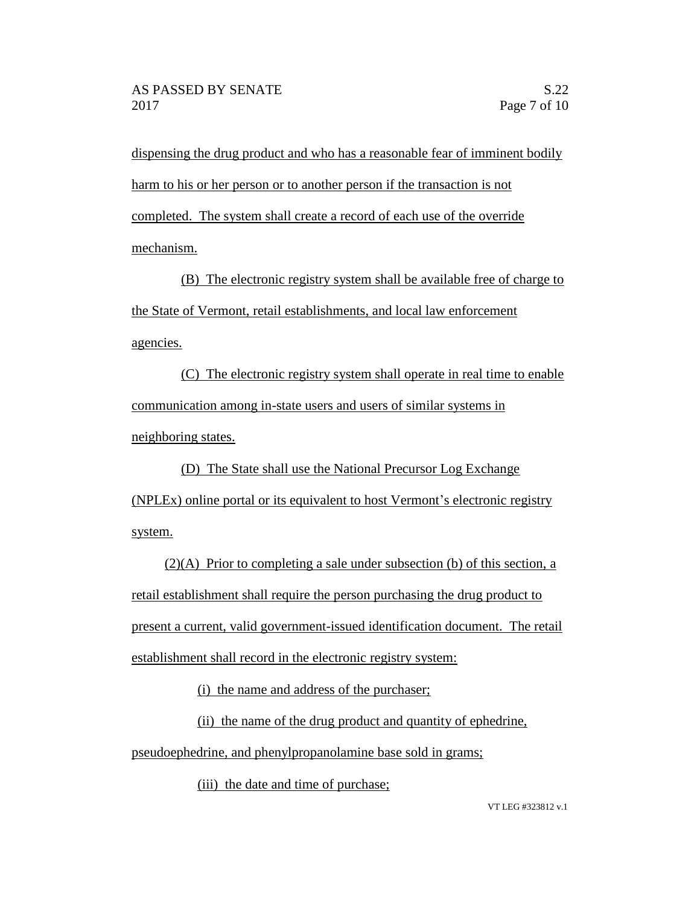dispensing the drug product and who has a reasonable fear of imminent bodily harm to his or her person or to another person if the transaction is not completed. The system shall create a record of each use of the override mechanism.

(B) The electronic registry system shall be available free of charge to the State of Vermont, retail establishments, and local law enforcement agencies.

(C) The electronic registry system shall operate in real time to enable communication among in-state users and users of similar systems in neighboring states.

(D) The State shall use the National Precursor Log Exchange (NPLEx) online portal or its equivalent to host Vermont's electronic registry system.

(2)(A) Prior to completing a sale under subsection (b) of this section, a retail establishment shall require the person purchasing the drug product to present a current, valid government-issued identification document. The retail establishment shall record in the electronic registry system:

(i) the name and address of the purchaser;

(ii) the name of the drug product and quantity of ephedrine, pseudoephedrine, and phenylpropanolamine base sold in grams;

(iii) the date and time of purchase;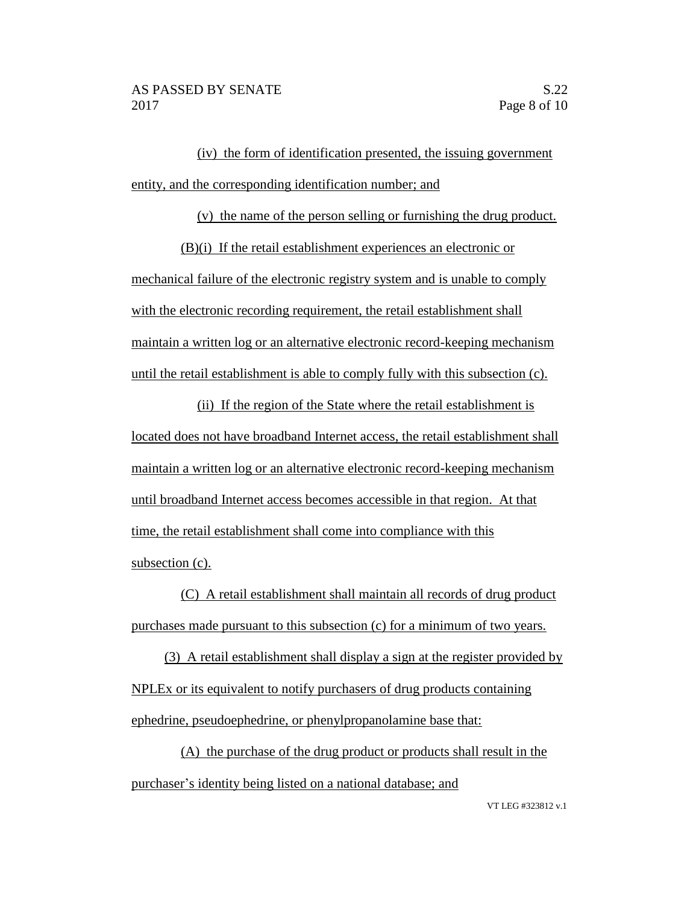(iv) the form of identification presented, the issuing government entity, and the corresponding identification number; and

(v) the name of the person selling or furnishing the drug product.

(B)(i) If the retail establishment experiences an electronic or mechanical failure of the electronic registry system and is unable to comply with the electronic recording requirement, the retail establishment shall maintain a written log or an alternative electronic record-keeping mechanism until the retail establishment is able to comply fully with this subsection (c).

(ii) If the region of the State where the retail establishment is located does not have broadband Internet access, the retail establishment shall maintain a written log or an alternative electronic record-keeping mechanism until broadband Internet access becomes accessible in that region. At that time, the retail establishment shall come into compliance with this subsection (c).

(C) A retail establishment shall maintain all records of drug product purchases made pursuant to this subsection (c) for a minimum of two years.

(3) A retail establishment shall display a sign at the register provided by NPLEx or its equivalent to notify purchasers of drug products containing ephedrine, pseudoephedrine, or phenylpropanolamine base that:

(A) the purchase of the drug product or products shall result in the purchaser's identity being listed on a national database; and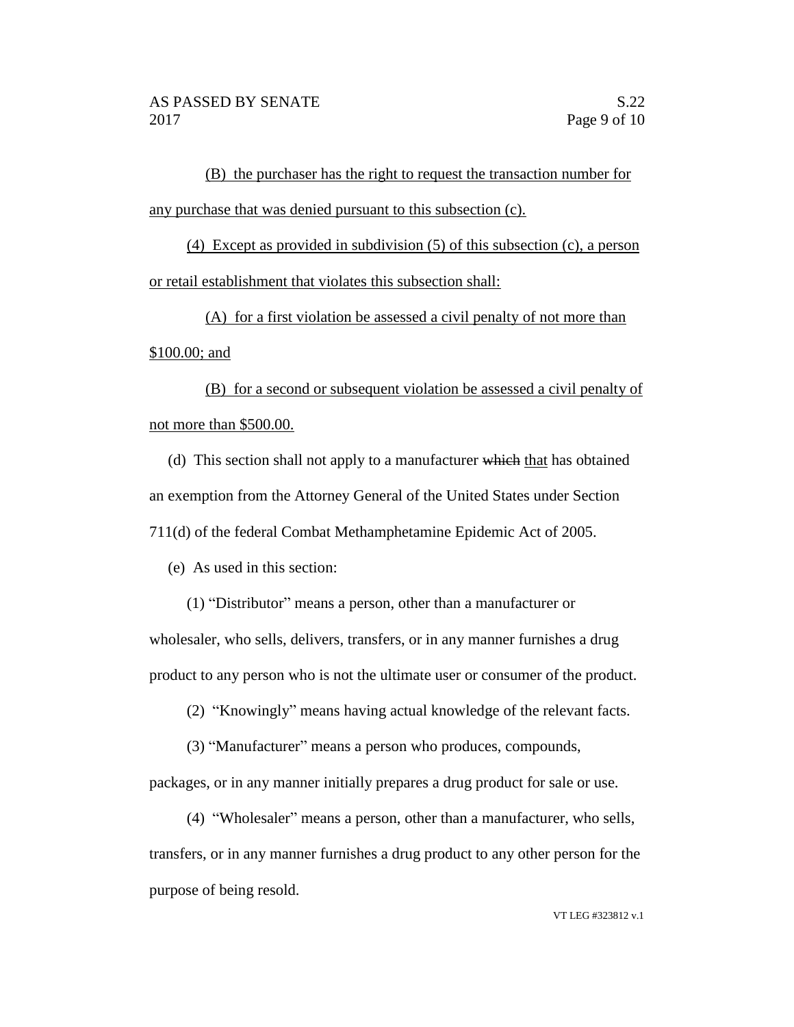(B) the purchaser has the right to request the transaction number for any purchase that was denied pursuant to this subsection (c).

(4) Except as provided in subdivision (5) of this subsection (c), a person or retail establishment that violates this subsection shall:

(A) for a first violation be assessed a civil penalty of not more than $100.00; and

(B) for a second or subsequent violation be assessed a civil penalty of not more than $500.00.

(d) This section shall not apply to a manufacturer ~~which~~ that has obtained an exemption from the Attorney General of the United States under Section 711(d) of the federal Combat Methamphetamine Epidemic Act of 2005.

(e) As used in this section:

(1) "Distributor" means a person, other than a manufacturer or wholesaler, who sells, delivers, transfers, or in any manner furnishes a drug product to any person who is not the ultimate user or consumer of the product.

(2) "Knowingly" means having actual knowledge of the relevant facts.

(3) "Manufacturer" means a person who produces, compounds, packages, or in any manner initially prepares a drug product for sale or use.

(4) "Wholesaler" means a person, other than a manufacturer, who sells, transfers, or in any manner furnishes a drug product to any other person for the purpose of being resold.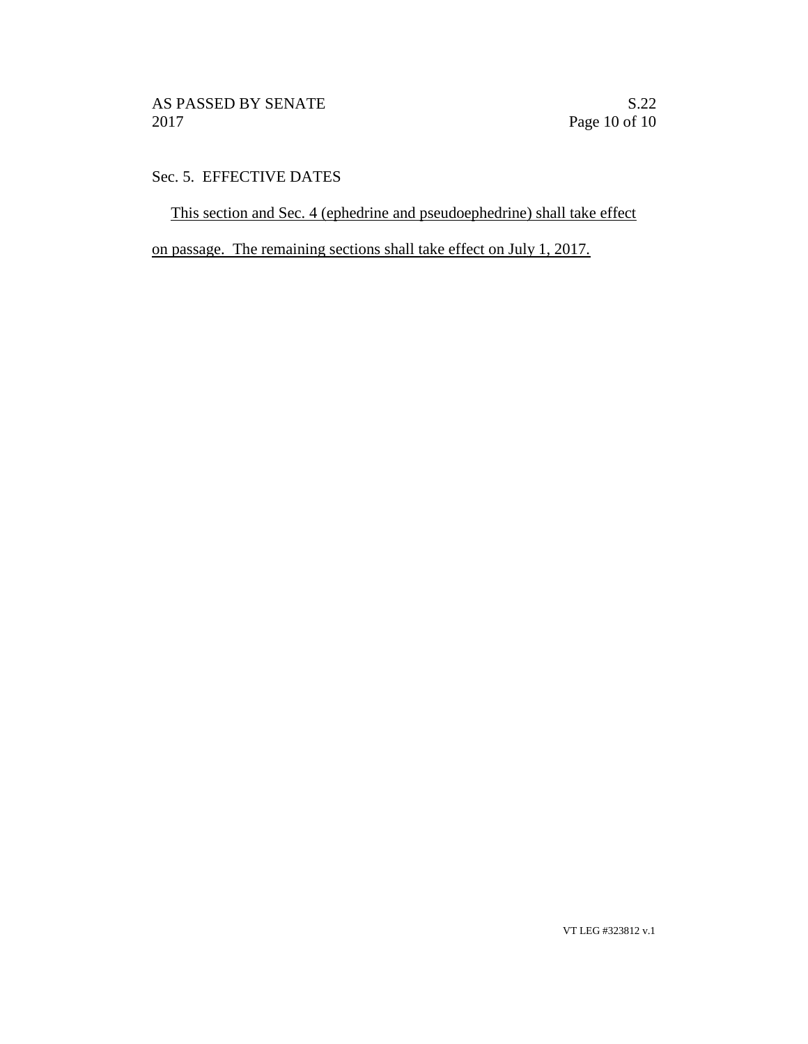Sec. 5. EFFECTIVE DATES

This section and Sec. 4 (ephedrine and pseudoephedrine) shall take effect on passage. The remaining sections shall take effect on July 1, 2017.